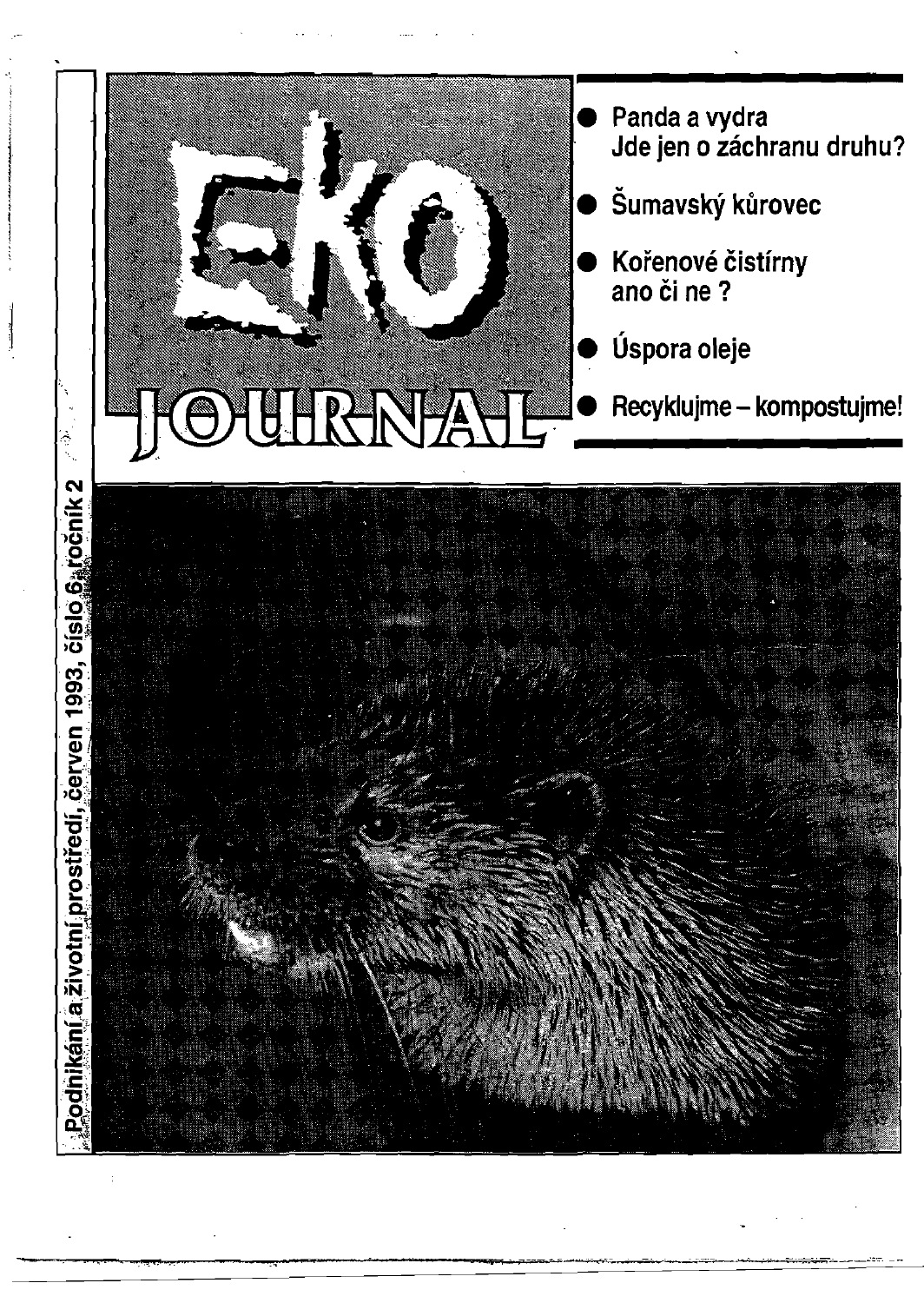# EKO JOURNAL

- Panda a vydra
  Jde jen o záchranu druhu?
- Šumavský kůrovec
- Kořenové čistírny
  ano či ne ?
- Úspora oleje
- Recyklujme – kompostujme!

Podnikání a životní prostředí, červen 1993, číslo 6, ročník 2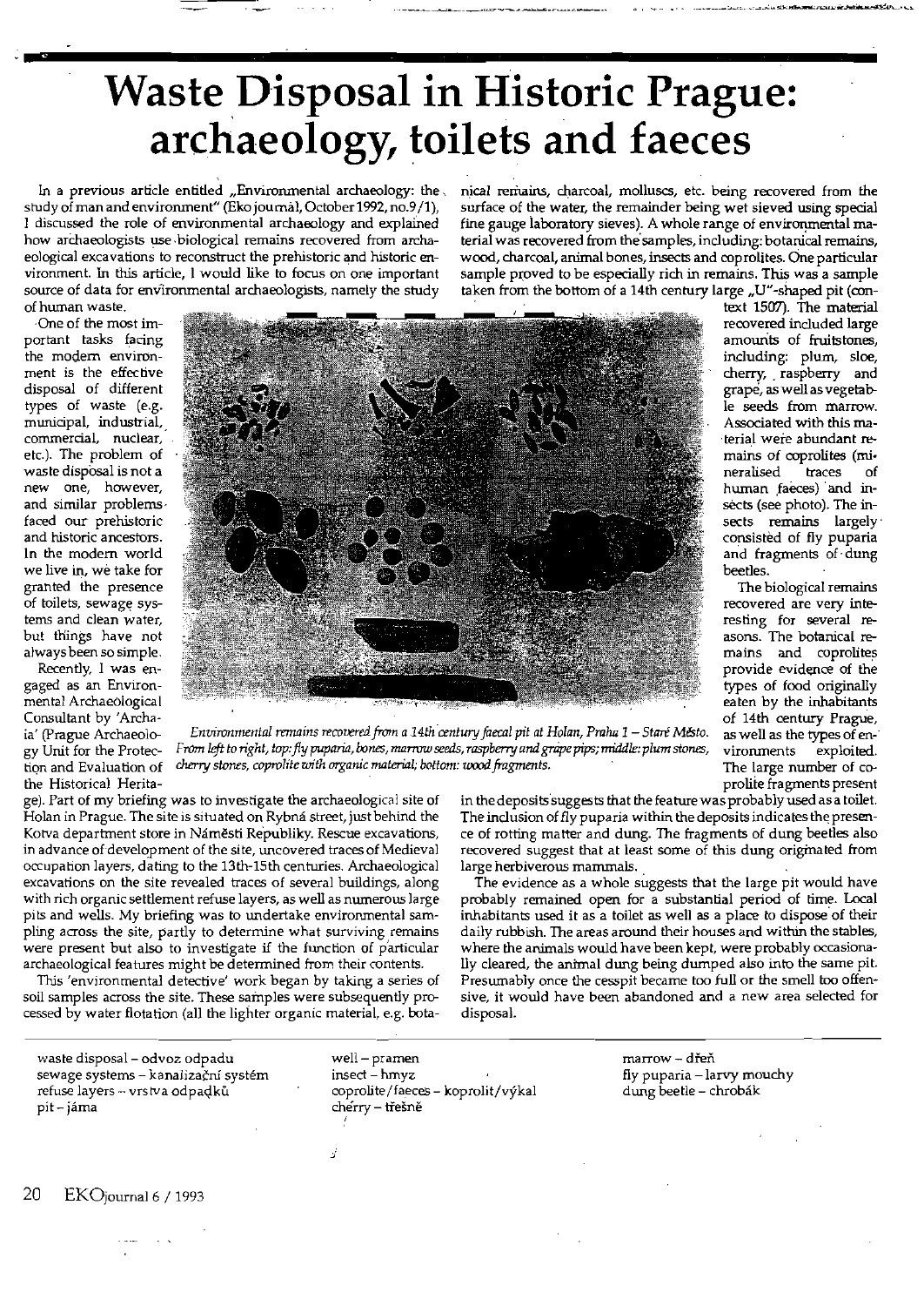# Waste Disposal in Historic Prague: archaeology, toilets and faeces

In a previous article entitled „Environmental archaeology: the study of man and environment" (Eko journal, October 1992, no.9/1), I discussed the role of environmental archaeology and explained how archaeologists use biological remains recovered from archaeological excavations to reconstruct the prehistoric and historic environment. In this article, I would like to focus on one important source of data for environmental archaeologists, namely the study of human waste.

One of the most important tasks facing the modern environment is the effective disposal of different types of waste (e.g. municipal, industrial, commercial, nuclear, etc.). The problem of waste disposal is not a new one, however, and similar problems faced our prehistoric and historic ancestors. In the modern world we live in, we take for granted the presence of toilets, sewage systems and clean water, but things have not always been so simple.

Recently, I was engaged as an Environmental Archaeological Consultant by 'Archaia' (Prague Archaeology Unit for the Protection and Evaluation of the Historical Heritage). Part of my briefing was to investigate the archaeological site of Holan in Prague. The site is situated on Rybná street, just behind the Kotva department store in Náměstí Republiky. Rescue excavations, in advance of development of the site, uncovered traces of Medieval occupation layers, dating to the 13th-15th centuries. Archaeological excavations on the site revealed traces of several buildings, along with rich organic settlement refuse layers, as well as numerous large pits and wells. My briefing was to undertake environmental sampling across the site, partly to determine what surviving remains were present but also to investigate if the function of particular archaeological features might be determined from their contents.

This 'environmental detective' work began by taking a series of soil samples across the site. These samples were subsequently processed by water flotation (all the lighter organic material, e.g. botanical remains, charcoal, molluscs, etc. being recovered from the surface of the water, the remainder being wet sieved using special fine gauge laboratory sieves). A whole range of environmental material was recovered from the samples, including: botanical remains, wood, charcoal, animal bones, insects and coprolites. One particular sample proved to be especially rich in remains. This was a sample taken from the bottom of a 14th century large „U"-shaped pit (context 1507). The material recovered included large amounts of fruitstones, including: plum, sloe, cherry, raspberry and grape, as well as vegetable seeds from marrow. Associated with this material were abundant remains of coprolites (mineralised traces of human faeces) and insects (see photo). The insects remains largely consisted of fly puparia and fragments of dung beetles.

*Environmental remains recovered from a 14th century faecal pit at Holan, Praha 1 – Staré Město. From left to right, top: fly puparia, bones, marrow seeds, raspberry and grape pips; middle: plum stones, cherry stones, coprolite with organic material; bottom: wood fragments.*

The biological remains recovered are very interesting for several reasons. The botanical remains and coprolites provide evidence of the types of food originally eaten by the inhabitants of 14th century Prague, as well as the types of environments exploited. The large number of coprolite fragments present in the deposits suggests that the feature was probably used as a toilet. The inclusion of fly puparia within the deposits indicates the presence of rotting matter and dung. The fragments of dung beetles also recovered suggest that at least some of this dung originated from large herbiverous mammals.

The evidence as a whole suggests that the large pit would have probably remained open for a substantial period of time. Local inhabitants used it as a toilet as well as a place to dispose of their daily rubbish. The areas around their houses and within the stables, where the animals would have been kept, were probably occasionally cleared, the animal dung being dumped also into the same pit. Presumably once the cesspit became too full or the smell too offensive, it would have been abandoned and a new area selected for disposal.

---

waste disposal – odvoz odpadu
sewage systems – kanalizační systém
refuse layers – vrstva odpadků
pit – jáma
well – pramen
insect – hmyz
coprolite/faeces – koprolit/výkal
cherry – třešně
marrow – dřeň
fly puparia – larvy mouchy
dung beetle – chrobák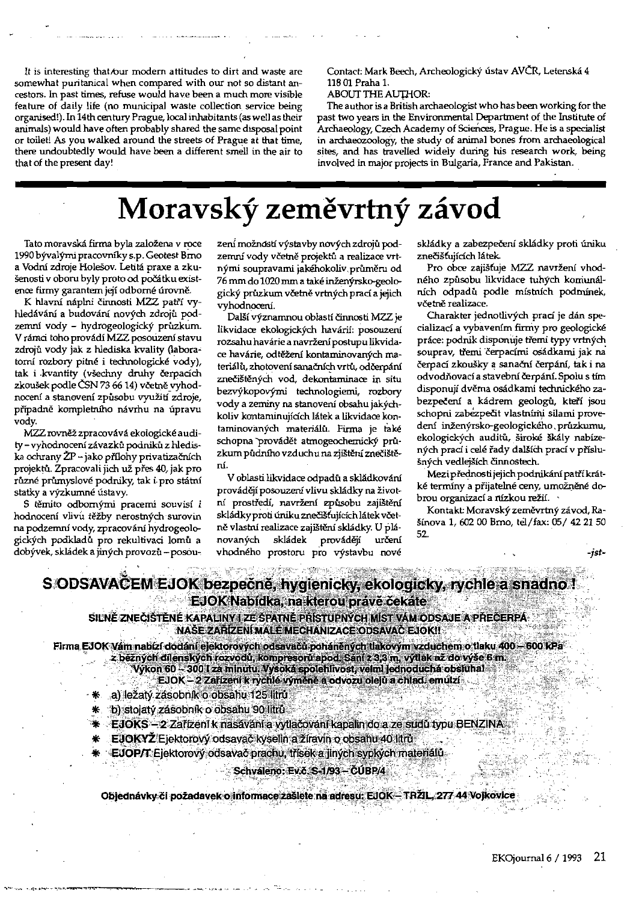It is interesting that our modern attitudes to dirt and waste are somewhat puritanical when compared with our not so distant ancestors. In past times, refuse would have been a much more visible feature of daily life (no municipal waste collection service being organised!). In 14th century Prague, local inhabitants (as well as their animals) would have often probably shared the same disposal point or toilet! As you walked around the streets of Prague at that time, there undoubtedly would have been a different smell in the air to that of the present day!

Contact: Mark Beech, Archeologický ústav AVČR, Letenská 4 118 01 Praha 1.

ABOUT THE AUTHOR:

The author is a British archaeologist who has been working for the past two years in the Environmental Department of the Institute of Archaeology, Czech Academy of Sciences, Prague. He is a specialist in archaeozoology, the study of animal bones from archaeological sites, and has travelled widely during his research work, being involved in major projects in Bulgaria, France and Pakistan.

# Moravský zeměvrtný závod

Tato moravská firma byla založena v roce 1990 bývalými pracovníky s.p. Geotest Brno a Vodní zdroje Holešov. Letitá praxe a zkušenosti v oboru byly proto od počátku existence firmy garantem její odborné úrovně.

K hlavní náplni činnosti MZZ patří vyhledávání a budování nových zdrojů podzemní vody – hydrogeologický průzkum. V rámci toho provádí MZZ posouzení stavu zdrojů vody jak z hlediska kvality (laboratorní rozbory pitné i technologické vody), tak i kvantity (všechny druhy čerpacích zkoušek podle ČSN 73 66 14) včetně vyhodnocení a stanovení způsobu využití zdroje, případně kompletního návrhu na úpravu vody.

MZZ rovněž zpracovává ekologické audity – vyhodnocení závazků podniků z hlediska ochrany ŽP – jako přílohy privatizačních projektů. Zpracovali jich už přes 40, jak pro různé průmyslové podniky, tak i pro státní statky a výzkumné ústavy.

S těmito odbornými pracemi souvisí i hodnocení vlivu těžby nerostných surovin na podzemní vody, zpracování hydrogeologických podkladů pro rekultivaci lomů a dobývek, skládek a jiných provozů – posouzení možnosti výstavby nových zdrojů podzemní vody včetně projektů a realizace vrtnými soupravami jakéhokoliv průměru od 76 mm do 1020 mm a také inženýrsko-geologický průzkum včetně vrtných prací a jejich vyhodnocení.

Další významnou oblastí činnosti MZZ je likvidace ekologických havárií: posouzení rozsahu havárie a navržení postupu likvidace havárie, odtěžení kontaminovaných materiálů, zhotovení sanačních vrtů, odčerpání znečištěných vod, dekontaminace in situ bezvýkopovými technologiemi, rozbory vody a zeminy na stanovení obsahu jakýchkoliv kontaminujících látek a likvidace kontaminovaných materiálů. Firma je také schopna provádět atmogeochemický průzkum půdního vzduchu na zjištění znečištění.

V oblasti likvidace odpadů a skládkování provádějí posouzení vlivu skládky na životní prostředí, navržení způsobu zajištění skládky proti úniku znečišťujících látek včetně vlastní realizace zajištění skládky. U plánovaných skládek provádějí určení vhodného prostoru pro výstavbu nové skládky a zabezpečení skládky proti úniku znečišťujících látek.

Pro obce zajišťuje MZZ navržení vhodného způsobu likvidace tuhých komunálních odpadů podle místních podmínek, včetně realizace.

Charakter jednotlivých prací je dán specializací a vybavením firmy pro geologické práce: podnik disponuje třemi typy vrtných souprav, třemi čerpacími osádkami jak na čerpací zkoušky a sanační čerpání, tak i na odvodňovací a stavební čerpání. Spolu s tím disponují dvěma osádkami technického zabezpečení a kádrem geologů, kteří jsou schopni zabezpečit vlastními silami provedení inženýrsko-geologického průzkumu, ekologických auditů, široké škály nabízených prací i celé řady dalších prací v příslušných vedlejších činnostech.

Mezi přednosti jejich podnikání patří krátké termíny a přijatelné ceny, umožněné dobrou organizací a nízkou režií.

Kontakt: Moravský zeměvrtný závod, Rašínova 1, 602 00 Brno, tel/fax: 05/ 42 21 50 52.

-jst-

**S ODSAVAČEM EJOK bezpečně, hygienicky, ekologicky, rychle a snadno!**

**EJOK Nabídka, na kterou právě čekáte**

**SILNĚ ZNEČIŠTĚNÉ KAPALINY I ZE ŠPATNĚ PŘÍSTUPNÝCH MÍST VÁM ODSAJE A PŘEČERPÁ NAŠE ZAŘÍZENÍ MALÉ MECHANIZACE ODSAVAČ EJOK!!**

**Firma EJOK Vám nabízí dodání ejektorových odsavačů poháněných tlakovým vzduchem o tlaku 400 – 600 kPa z běžných dílenských rozvodů, kompresorů apod. Sání z 3,3 m, výtlak až do výše 6 m. Výkon 60 – 300 l za minutu. Vysoká spolehlivost, velmi jednoduchá obsluha!**

**EJOK – 2 Zařízení k rychlé výměně a odvozu olejů a chlad. emulzí**

- a) ležatý zásobník o obsahu 125 litrů
- b) stojatý zásobník o obsahu 90 litrů
- **EJOKS** – 2 Zařízení k nasávání a vytlačování kapalin do a ze sudů typu BENZINA
- **EJOKYŽ** Ejektorový odsavač kyselin a žíravin o obsahu 40 litrů
- **EJOP/T** Ejektorový odsavač prachu, třísek a jiných sypkých materiálů

**Schváleno: Ev.č. S-1/93 – ČÚBP/4**

**Objednávky či požadavek o informace zašlete na adresu: EJOK – TRŽIL, 277 44 Vojkovice**